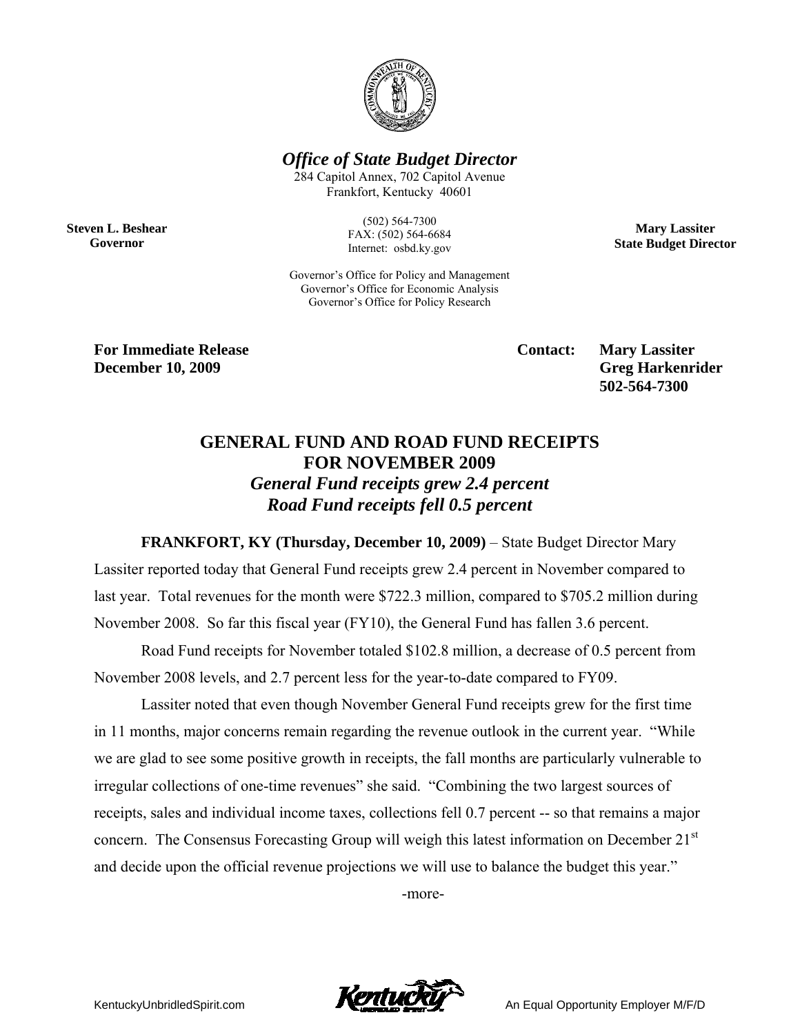***Office of State Budget Director***

284 Capitol Annex, 702 Capitol Avenue
Frankfort, Kentucky 40601

(502) 564-7300
FAX: (502) 564-6684
Internet: osbd.ky.gov

Governor's Office for Policy and Management
Governor's Office for Economic Analysis
Governor's Office for Policy Research

**Steven L. Beshear**
**Governor**

**Mary Lassiter**
**State Budget Director**

**For Immediate Release**
**December 10, 2009**

**Contact: Mary Lassiter**
**Greg Harkenrider**
**502-564-7300**

## GENERAL FUND AND ROAD FUND RECEIPTS FOR NOVEMBER 2009

### *General Fund receipts grew 2.4 percent*
### *Road Fund receipts fell 0.5 percent*

**FRANKFORT, KY (Thursday, December 10, 2009)** – State Budget Director Mary Lassiter reported today that General Fund receipts grew 2.4 percent in November compared to last year. Total revenues for the month were $722.3 million, compared to $705.2 million during November 2008. So far this fiscal year (FY10), the General Fund has fallen 3.6 percent.

Road Fund receipts for November totaled $102.8 million, a decrease of 0.5 percent from November 2008 levels, and 2.7 percent less for the year-to-date compared to FY09.

Lassiter noted that even though November General Fund receipts grew for the first time in 11 months, major concerns remain regarding the revenue outlook in the current year. "While we are glad to see some positive growth in receipts, the fall months are particularly vulnerable to irregular collections of one-time revenues" she said. "Combining the two largest sources of receipts, sales and individual income taxes, collections fell 0.7 percent -- so that remains a major concern. The Consensus Forecasting Group will weigh this latest information on December 21st and decide upon the official revenue projections we will use to balance the budget this year."

-more-

KentuckyUnbridledSpirit.com

An Equal Opportunity Employer M/F/D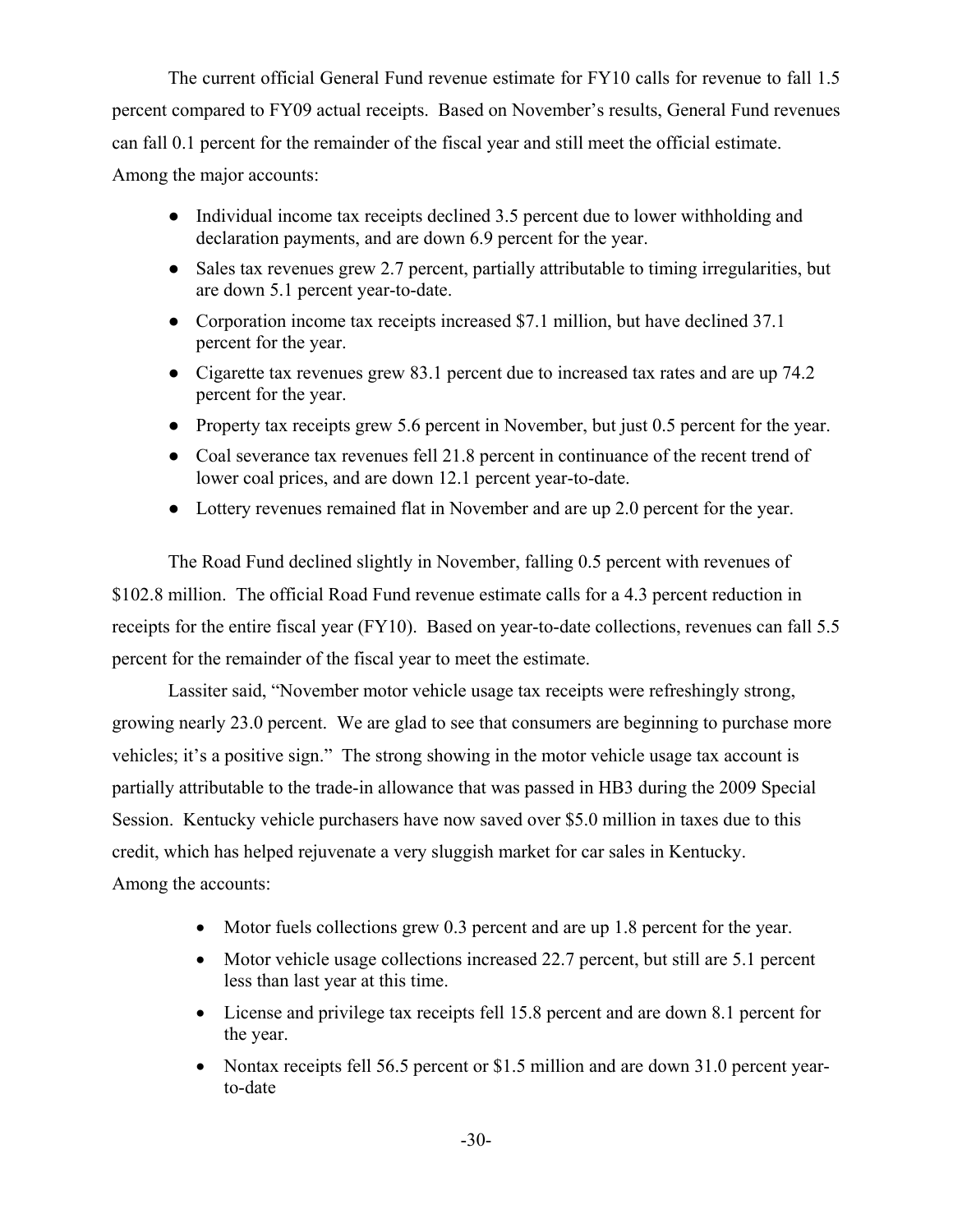The current official General Fund revenue estimate for FY10 calls for revenue to fall 1.5 percent compared to FY09 actual receipts. Based on November's results, General Fund revenues can fall 0.1 percent for the remainder of the fiscal year and still meet the official estimate. Among the major accounts:

- Individual income tax receipts declined 3.5 percent due to lower withholding and declaration payments, and are down 6.9 percent for the year.
- Sales tax revenues grew 2.7 percent, partially attributable to timing irregularities, but are down 5.1 percent year-to-date.
- Corporation income tax receipts increased $7.1 million, but have declined 37.1 percent for the year.
- Cigarette tax revenues grew 83.1 percent due to increased tax rates and are up 74.2 percent for the year.
- Property tax receipts grew 5.6 percent in November, but just 0.5 percent for the year.
- Coal severance tax revenues fell 21.8 percent in continuance of the recent trend of lower coal prices, and are down 12.1 percent year-to-date.
- Lottery revenues remained flat in November and are up 2.0 percent for the year.

The Road Fund declined slightly in November, falling 0.5 percent with revenues of $102.8 million. The official Road Fund revenue estimate calls for a 4.3 percent reduction in receipts for the entire fiscal year (FY10). Based on year-to-date collections, revenues can fall 5.5 percent for the remainder of the fiscal year to meet the estimate.

Lassiter said, "November motor vehicle usage tax receipts were refreshingly strong, growing nearly 23.0 percent. We are glad to see that consumers are beginning to purchase more vehicles; it's a positive sign." The strong showing in the motor vehicle usage tax account is partially attributable to the trade-in allowance that was passed in HB3 during the 2009 Special Session. Kentucky vehicle purchasers have now saved over $5.0 million in taxes due to this credit, which has helped rejuvenate a very sluggish market for car sales in Kentucky. Among the accounts:

- Motor fuels collections grew 0.3 percent and are up 1.8 percent for the year.
- Motor vehicle usage collections increased 22.7 percent, but still are 5.1 percent less than last year at this time.
- License and privilege tax receipts fell 15.8 percent and are down 8.1 percent for the year.
- Nontax receipts fell 56.5 percent or $1.5 million and are down 31.0 percent year-to-date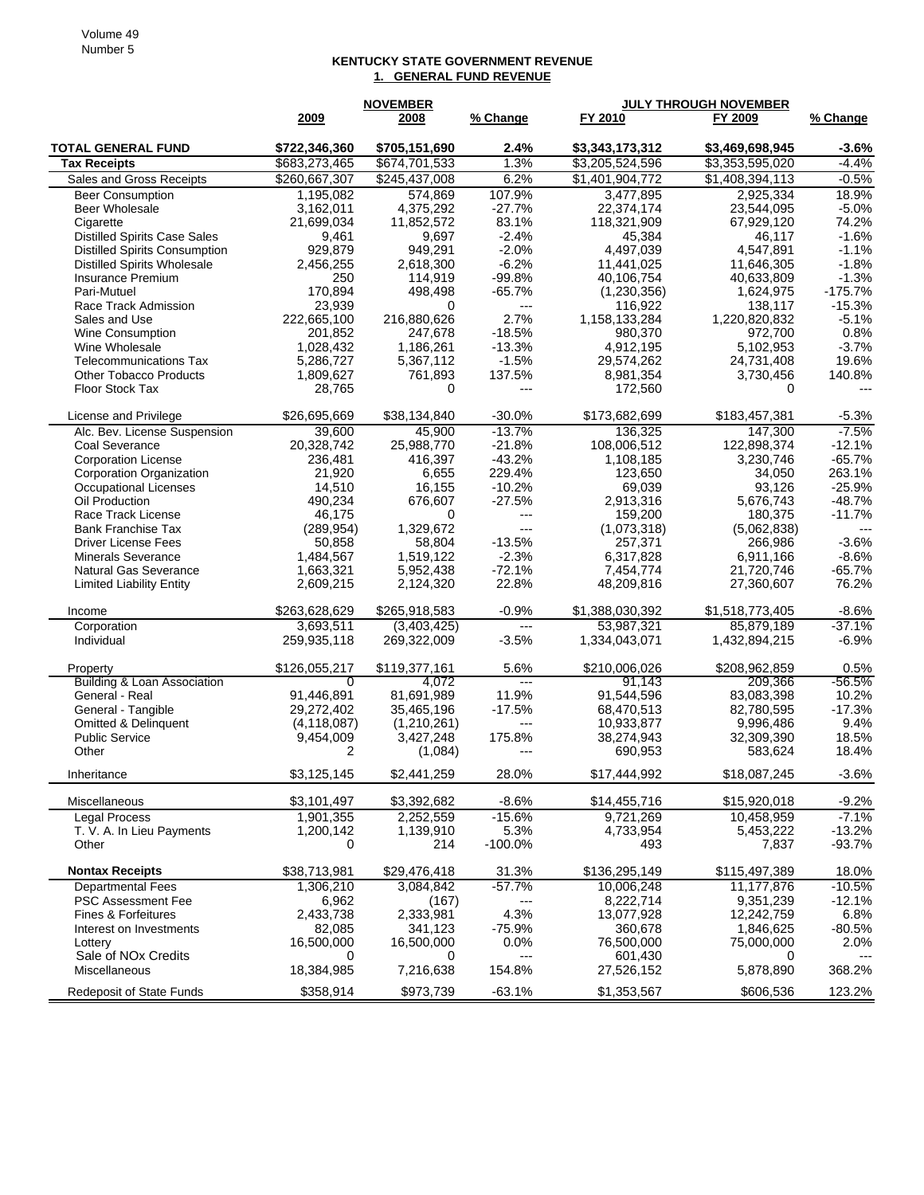# KENTUCKY STATE GOVERNMENT REVENUE

## 1. GENERAL FUND REVENUE

| | NOVEMBER | | | JULY THROUGH NOVEMBER | | |
|---|---|---|---|---|---|---|
| | 2009 | 2008 | % Change | FY 2010 | FY 2009 | % Change |
| **TOTAL GENERAL FUND** | **$722,346,360** | **$705,151,690** | **2.4%** | **$3,343,173,312** | **$3,469,698,945** | **-3.6%** |
| **Tax Receipts** | $683,273,465 | $674,701,533 | 1.3% | $3,205,524,596 | $3,353,595,020 | -4.4% |
| Sales and Gross Receipts | $260,667,307 | $245,437,008 | 6.2% | $1,401,904,772 | $1,408,394,113 | -0.5% |
| Beer Consumption | 1,195,082 | 574,869 | 107.9% | 3,477,895 | 2,925,334 | 18.9% |
| Beer Wholesale | 3,162,011 | 4,375,292 | -27.7% | 22,374,174 | 23,544,095 | -5.0% |
| Cigarette | 21,699,034 | 11,852,572 | 83.1% | 118,321,909 | 67,929,120 | 74.2% |
| Distilled Spirits Case Sales | 9,461 | 9,697 | -2.4% | 45,384 | 46,117 | -1.6% |
| Distilled Spirits Consumption | 929,879 | 949,291 | -2.0% | 4,497,039 | 4,547,891 | -1.1% |
| Distilled Spirits Wholesale | 2,456,255 | 2,618,300 | -6.2% | 11,441,025 | 11,646,305 | -1.8% |
| Insurance Premium | 250 | 114,919 | -99.8% | 40,106,754 | 40,633,809 | -1.3% |
| Pari-Mutuel | 170,894 | 498,498 | -65.7% | (1,230,356) | 1,624,975 | -175.7% |
| Race Track Admission | 23,939 | 0 | --- | 116,922 | 138,117 | -15.3% |
| Sales and Use | 222,665,100 | 216,880,626 | 2.7% | 1,158,133,284 | 1,220,820,832 | -5.1% |
| Wine Consumption | 201,852 | 247,678 | -18.5% | 980,370 | 972,700 | 0.8% |
| Wine Wholesale | 1,028,432 | 1,186,261 | -13.3% | 4,912,195 | 5,102,953 | -3.7% |
| Telecommunications Tax | 5,286,727 | 5,367,112 | -1.5% | 29,574,262 | 24,731,408 | 19.6% |
| Other Tobacco Products | 1,809,627 | 761,893 | 137.5% | 8,981,354 | 3,730,456 | 140.8% |
| Floor Stock Tax | 28,765 | 0 | --- | 172,560 | 0 | --- |
| License and Privilege | $26,695,669 | $38,134,840 | -30.0% | $173,682,699 | $183,457,381 | -5.3% |
| Alc. Bev. License Suspension | 39,600 | 45,900 | -13.7% | 136,325 | 147,300 | -7.5% |
| Coal Severance | 20,328,742 | 25,988,770 | -21.8% | 108,006,512 | 122,898,374 | -12.1% |
| Corporation License | 236,481 | 416,397 | -43.2% | 1,108,185 | 3,230,746 | -65.7% |
| Corporation Organization | 21,920 | 6,655 | 229.4% | 123,650 | 34,050 | 263.1% |
| Occupational Licenses | 14,510 | 16,155 | -10.2% | 69,039 | 93,126 | -25.9% |
| Oil Production | 490,234 | 676,607 | -27.5% | 2,913,316 | 5,676,743 | -48.7% |
| Race Track License | 46,175 | 0 | --- | 159,200 | 180,375 | -11.7% |
| Bank Franchise Tax | (289,954) | 1,329,672 | --- | (1,073,318) | (5,062,838) | --- |
| Driver License Fees | 50,858 | 58,804 | -13.5% | 257,371 | 266,986 | -3.6% |
| Minerals Severance | 1,484,567 | 1,519,122 | -2.3% | 6,317,828 | 6,911,166 | -8.6% |
| Natural Gas Severance | 1,663,321 | 5,952,438 | -72.1% | 7,454,774 | 21,720,746 | -65.7% |
| Limited Liability Entity | 2,609,215 | 2,124,320 | 22.8% | 48,209,816 | 27,360,607 | 76.2% |
| Income | $263,628,629 | $265,918,583 | -0.9% | $1,388,030,392 | $1,518,773,405 | -8.6% |
| Corporation | 3,693,511 | (3,403,425) | --- | 53,987,321 | 85,879,189 | -37.1% |
| Individual | 259,935,118 | 269,322,009 | -3.5% | 1,334,043,071 | 1,432,894,215 | -6.9% |
| Property | $126,055,217 | $119,377,161 | 5.6% | $210,006,026 | $208,962,859 | 0.5% |
| Building & Loan Association | 0 | 4,072 | --- | 91,143 | 209,366 | -56.5% |
| General - Real | 91,446,891 | 81,691,989 | 11.9% | 91,544,596 | 83,083,398 | 10.2% |
| General - Tangible | 29,272,402 | 35,465,196 | -17.5% | 68,470,513 | 82,780,595 | -17.3% |
| Omitted & Delinquent | (4,118,087) | (1,210,261) | --- | 10,933,877 | 9,996,486 | 9.4% |
| Public Service | 9,454,009 | 3,427,248 | 175.8% | 38,274,943 | 32,309,390 | 18.5% |
| Other | 2 | (1,084) | --- | 690,953 | 583,624 | 18.4% |
| Inheritance | $3,125,145 | $2,441,259 | 28.0% | $17,444,992 | $18,087,245 | -3.6% |
| Miscellaneous | $3,101,497 | $3,392,682 | -8.6% | $14,455,716 | $15,920,018 | -9.2% |
| Legal Process | 1,901,355 | 2,252,559 | -15.6% | 9,721,269 | 10,458,959 | -7.1% |
| T. V. A. In Lieu Payments | 1,200,142 | 1,139,910 | 5.3% | 4,733,954 | 5,453,222 | -13.2% |
| Other | 0 | 214 | -100.0% | 493 | 7,837 | -93.7% |
| **Nontax Receipts** | $38,713,981 | $29,476,418 | 31.3% | $136,295,149 | $115,497,389 | 18.0% |
| Departmental Fees | 1,306,210 | 3,084,842 | -57.7% | 10,006,248 | 11,177,876 | -10.5% |
| PSC Assessment Fee | 6,962 | (167) | --- | 8,222,714 | 9,351,239 | -12.1% |
| Fines & Forfeitures | 2,433,738 | 2,333,981 | 4.3% | 13,077,928 | 12,242,759 | 6.8% |
| Interest on Investments | 82,085 | 341,123 | -75.9% | 360,678 | 1,846,625 | -80.5% |
| Lottery | 16,500,000 | 16,500,000 | 0.0% | 76,500,000 | 75,000,000 | 2.0% |
| Sale of NOx Credits | 0 | 0 | --- | 601,430 | 0 | --- |
| Miscellaneous | 18,384,985 | 7,216,638 | 154.8% | 27,526,152 | 5,878,890 | 368.2% |
| Redeposit of State Funds | $358,914 | $973,739 | -63.1% | $1,353,567 | $606,536 | 123.2% |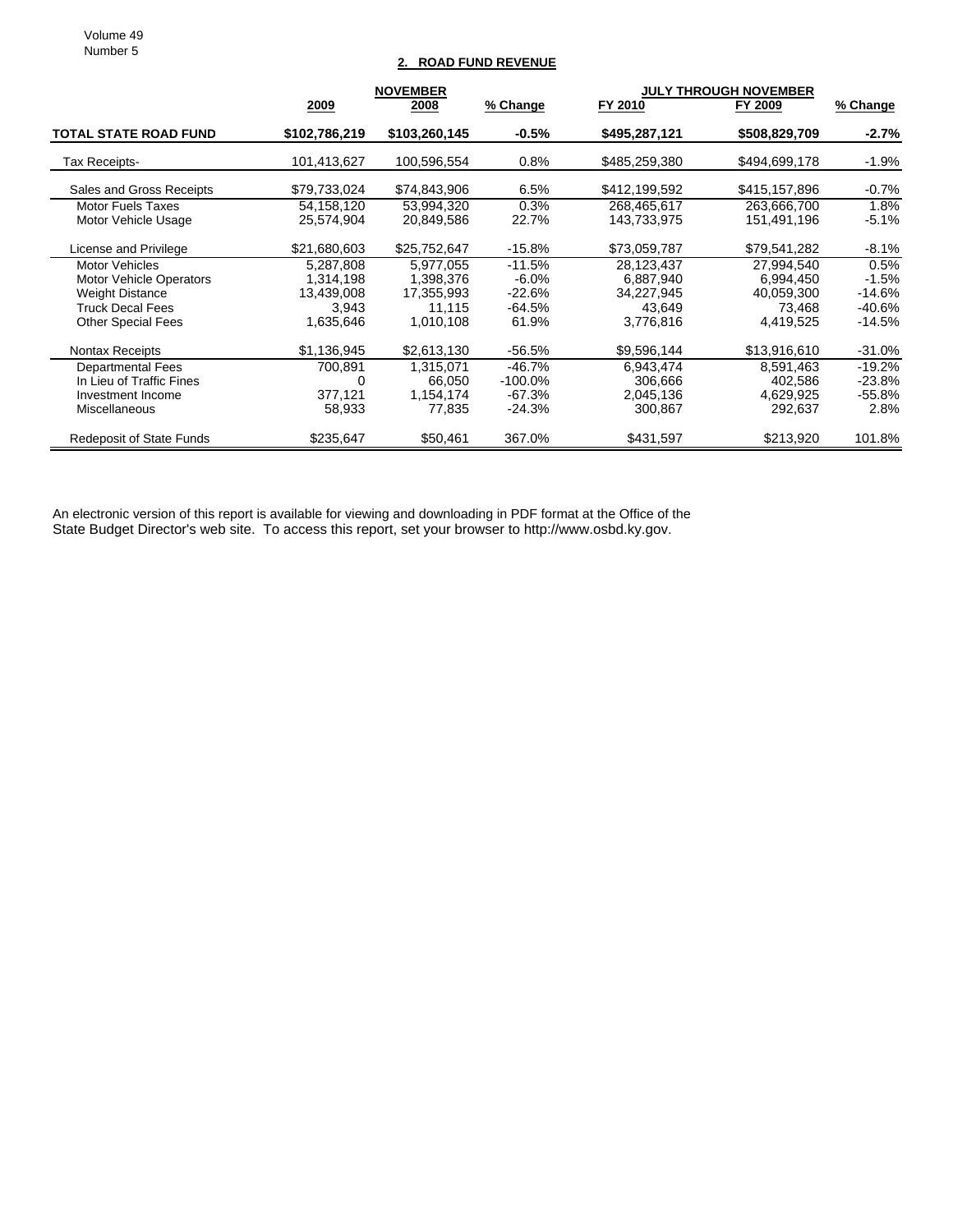## 2. ROAD FUND REVENUE

| | NOVEMBER | | | JULY THROUGH NOVEMBER | | |
|---|---|---|---|---|---|---|
| | 2009 | 2008 | % Change | FY 2010 | FY 2009 | % Change |
| **TOTAL STATE ROAD FUND** | **$102,786,219** | **$103,260,145** | **-0.5%** | **$495,287,121** | **$508,829,709** | **-2.7%** |
| Tax Receipts- | 101,413,627 | 100,596,554 | 0.8% | $485,259,380 | $494,699,178 | -1.9% |
| Sales and Gross Receipts | $79,733,024 | $74,843,906 | 6.5% | $412,199,592 | $415,157,896 | -0.7% |
| Motor Fuels Taxes | 54,158,120 | 53,994,320 | 0.3% | 268,465,617 | 263,666,700 | 1.8% |
| Motor Vehicle Usage | 25,574,904 | 20,849,586 | 22.7% | 143,733,975 | 151,491,196 | -5.1% |
| License and Privilege | $21,680,603 | $25,752,647 | -15.8% | $73,059,787 | $79,541,282 | -8.1% |
| Motor Vehicles | 5,287,808 | 5,977,055 | -11.5% | 28,123,437 | 27,994,540 | 0.5% |
| Motor Vehicle Operators | 1,314,198 | 1,398,376 | -6.0% | 6,887,940 | 6,994,450 | -1.5% |
| Weight Distance | 13,439,008 | 17,355,993 | -22.6% | 34,227,945 | 40,059,300 | -14.6% |
| Truck Decal Fees | 3,943 | 11,115 | -64.5% | 43,649 | 73,468 | -40.6% |
| Other Special Fees | 1,635,646 | 1,010,108 | 61.9% | 3,776,816 | 4,419,525 | -14.5% |
| Nontax Receipts | $1,136,945 | $2,613,130 | -56.5% | $9,596,144 | $13,916,610 | -31.0% |
| Departmental Fees | 700,891 | 1,315,071 | -46.7% | 6,943,474 | 8,591,463 | -19.2% |
| In Lieu of Traffic Fines | 0 | 66,050 | -100.0% | 306,666 | 402,586 | -23.8% |
| Investment Income | 377,121 | 1,154,174 | -67.3% | 2,045,136 | 4,629,925 | -55.8% |
| Miscellaneous | 58,933 | 77,835 | -24.3% | 300,867 | 292,637 | 2.8% |
| Redeposit of State Funds | $235,647 | $50,461 | 367.0% | $431,597 | $213,920 | 101.8% |

An electronic version of this report is available for viewing and downloading in PDF format at the Office of the State Budget Director's web site. To access this report, set your browser to http://www.osbd.ky.gov.